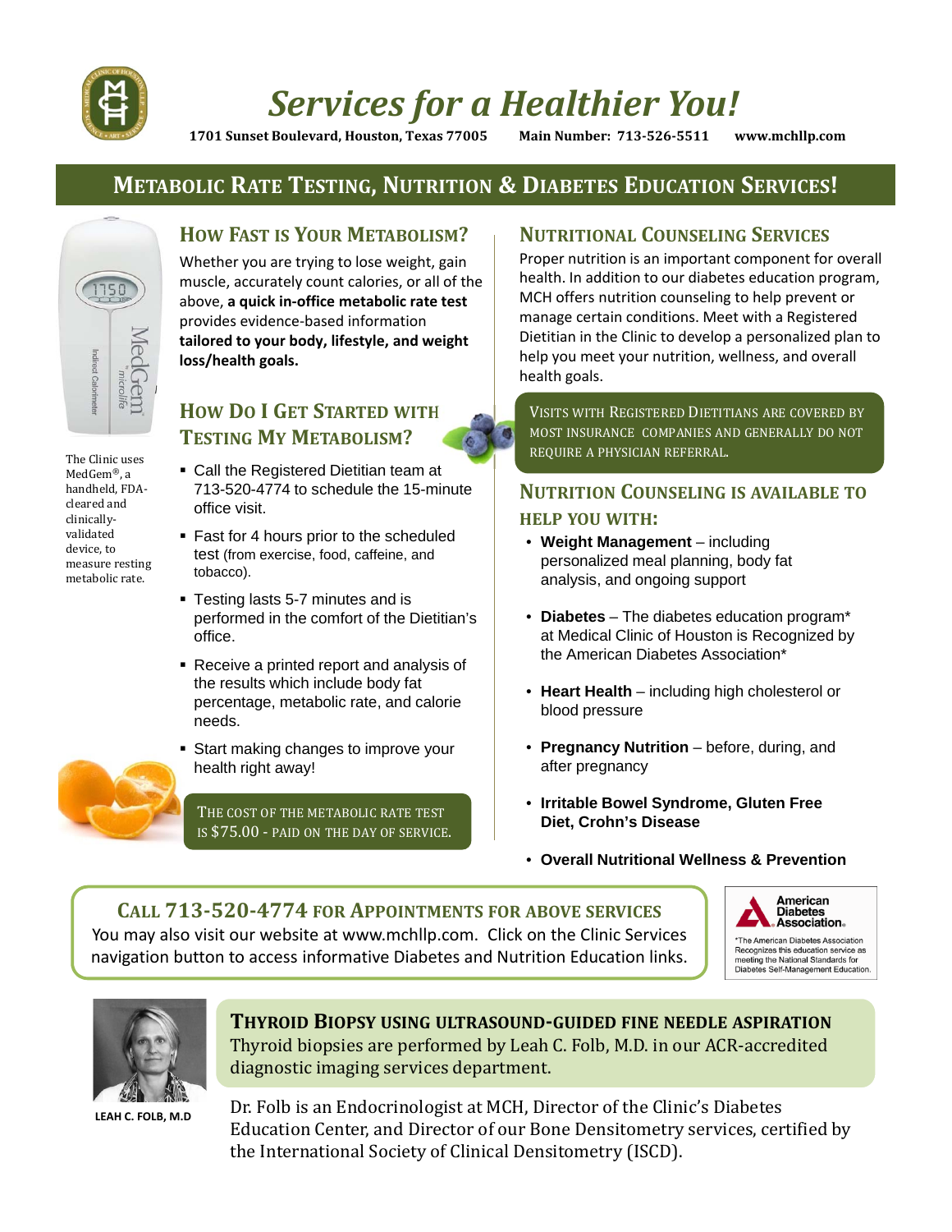# *Services for a Healthier You!*

**1701 Sunset Boulevard, Houston, Texas 77005 Main Number: 713-526-5511 www.mchllp.com**

## METABOLIC RATE TESTING, NUTRITION & DIABETES EDUCATION SERVICES!

The Clinic uses MedGem®, a handheld, FDA-cleared and clinically-validated device, to measure resting metabolic rate.

### HOW FAST IS YOUR METABOLISM?

Whether you are trying to lose weight, gain muscle, accurately count calories, or all of the above, **a quick in-office metabolic rate test** provides evidence-based information **tailored to your body, lifestyle, and weight loss/health goals.**

### HOW DO I GET STARTED WITH TESTING MY METABOLISM?

- Call the Registered Dietitian team at 713-520-4774 to schedule the 15-minute office visit.
- Fast for 4 hours prior to the scheduled test (from exercise, food, caffeine, and tobacco).
- Testing lasts 5-7 minutes and is performed in the comfort of the Dietitian's office.
- Receive a printed report and analysis of the results which include body fat percentage, metabolic rate, and calorie needs.
- Start making changes to improve your health right away!

THE COST OF THE METABOLIC RATE TEST IS $75.00 - PAID ON THE DAY OF SERVICE.

### NUTRITIONAL COUNSELING SERVICES

Proper nutrition is an important component for overall health. In addition to our diabetes education program, MCH offers nutrition counseling to help prevent or manage certain conditions. Meet with a Registered Dietitian in the Clinic to develop a personalized plan to help you meet your nutrition, wellness, and overall health goals.

VISITS WITH REGISTERED DIETITIANS ARE COVERED BY MOST INSURANCE COMPANIES AND GENERALLY DO NOT REQUIRE A PHYSICIAN REFERRAL.

### NUTRITION COUNSELING IS AVAILABLE TO HELP YOU WITH:

- **Weight Management** – including personalized meal planning, body fat analysis, and ongoing support
- **Diabetes** – The diabetes education program* at Medical Clinic of Houston is Recognized by the American Diabetes Association*
- **Heart Health** – including high cholesterol or blood pressure
- **Pregnancy Nutrition** – before, during, and after pregnancy
- **Irritable Bowel Syndrome, Gluten Free Diet, Crohn's Disease**
- **Overall Nutritional Wellness & Prevention**

### CALL 713-520-4774 FOR APPOINTMENTS FOR ABOVE SERVICES

You may also visit our website at www.mchllp.com. Click on the Clinic Services navigation button to access informative Diabetes and Nutrition Education links.

American Diabetes Association.

*The American Diabetes Association Recognizes this education service as meeting the National Standards for Diabetes Self-Management Education.

### THYROID BIOPSY USING ULTRASOUND-GUIDED FINE NEEDLE ASPIRATION

Thyroid biopsies are performed by Leah C. Folb, M.D. in our ACR-accredited diagnostic imaging services department.

LEAH C. FOLB, M.D

Dr. Folb is an Endocrinologist at MCH, Director of the Clinic's Diabetes Education Center, and Director of our Bone Densitometry services, certified by the International Society of Clinical Densitometry (ISCD).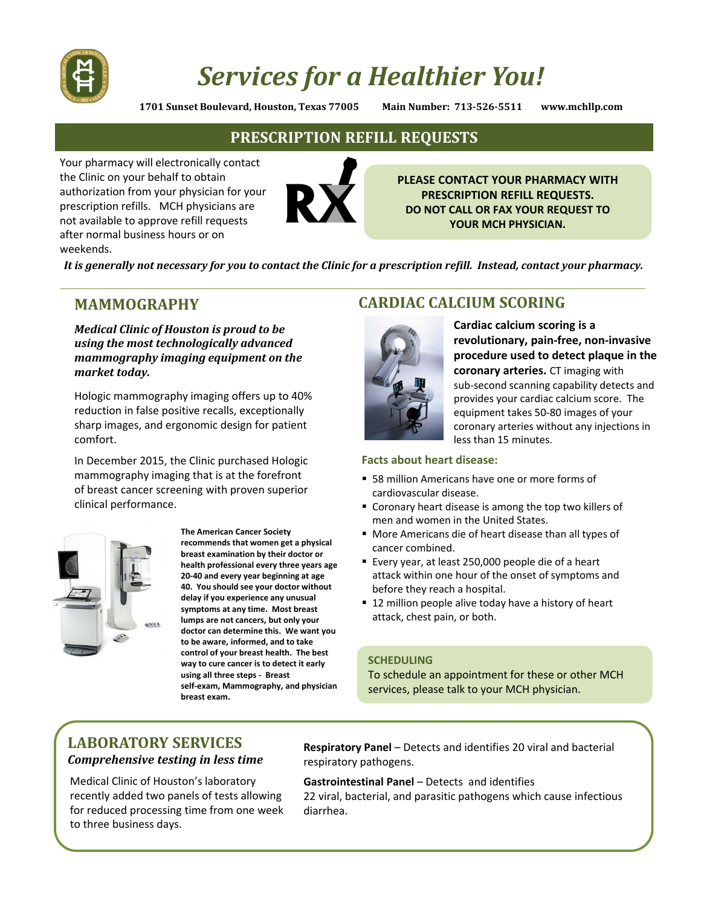# *Services for a Healthier You!*

**1701 Sunset Boulevard, Houston, Texas 77005 Main Number: 713-526-5511 www.mchllp.com**

## PRESCRIPTION REFILL REQUESTS

Your pharmacy will electronically contact the Clinic on your behalf to obtain authorization from your physician for your prescription refills. MCH physicians are not available to approve refill requests after normal business hours or on weekends.

**PLEASE CONTACT YOUR PHARMACY WITH PRESCRIPTION REFILL REQUESTS. DO NOT CALL OR FAX YOUR REQUEST TO YOUR MCH PHYSICIAN.**

***It is generally not necessary for you to contact the Clinic for a prescription refill. Instead, contact your pharmacy.***

## MAMMOGRAPHY

***Medical Clinic of Houston is proud to be using the most technologically advanced mammography imaging equipment on the market today.***

Hologic mammography imaging offers up to 40% reduction in false positive recalls, exceptionally sharp images, and ergonomic design for patient comfort.

In December 2015, the Clinic purchased Hologic mammography imaging that is at the forefront of breast cancer screening with proven superior clinical performance.

**The American Cancer Society recommends that women get a physical breast examination by their doctor or health professional every three years age 20-40 and every year beginning at age 40. You should see your doctor without delay if you experience any unusual symptoms at any time. Most breast lumps are not cancers, but only your doctor can determine this. We want you to be aware, informed, and to take control of your breast health. The best way to cure cancer is to detect it early using all three steps - Breast self-exam, Mammography, and physician breast exam.**

## CARDIAC CALCIUM SCORING

**Cardiac calcium scoring is a revolutionary, pain-free, non-invasive procedure used to detect plaque in the coronary arteries.** CT imaging with sub-second scanning capability detects and provides your cardiac calcium score. The equipment takes 50-80 images of your coronary arteries without any injections in less than 15 minutes.

### Facts about heart disease:

- 58 million Americans have one or more forms of cardiovascular disease.
- Coronary heart disease is among the top two killers of men and women in the United States.
- More Americans die of heart disease than all types of cancer combined.
- Every year, at least 250,000 people die of a heart attack within one hour of the onset of symptoms and before they reach a hospital.
- 12 million people alive today have a history of heart attack, chest pain, or both.

**SCHEDULING**

To schedule an appointment for these or other MCH services, please talk to your MCH physician.

## LABORATORY SERVICES

***Comprehensive testing in less time***

Medical Clinic of Houston's laboratory recently added two panels of tests allowing for reduced processing time from one week to three business days.

**Respiratory Panel** – Detects and identifies 20 viral and bacterial respiratory pathogens.

**Gastrointestinal Panel** – Detects and identifies 22 viral, bacterial, and parasitic pathogens which cause infectious diarrhea.